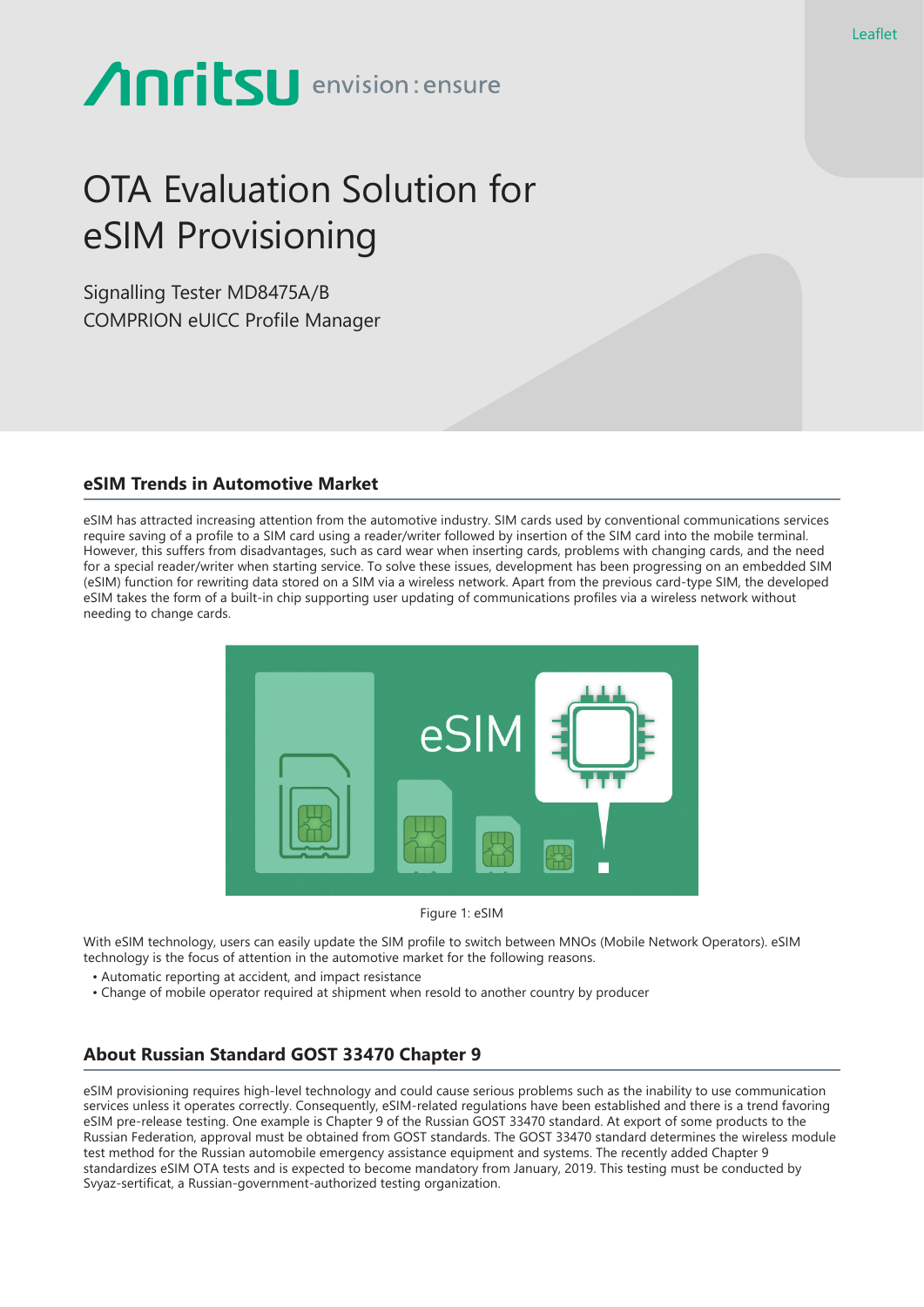Leaflet

# OTA Evaluation Solution for eSIM Provisioning

Signalling Tester MD8475A/B
COMPRION eUICC Profile Manager

## eSIM Trends in Automotive Market

eSIM has attracted increasing attention from the automotive industry. SIM cards used by conventional communications services require saving of a profile to a SIM card using a reader/writer followed by insertion of the SIM card into the mobile terminal. However, this suffers from disadvantages, such as card wear when inserting cards, problems with changing cards, and the need for a special reader/writer when starting service. To solve these issues, development has been progressing on an embedded SIM (eSIM) function for rewriting data stored on a SIM via a wireless network. Apart from the previous card-type SIM, the developed eSIM takes the form of a built-in chip supporting user updating of communications profiles via a wireless network without needing to change cards.

Figure 1: eSIM

With eSIM technology, users can easily update the SIM profile to switch between MNOs (Mobile Network Operators). eSIM technology is the focus of attention in the automotive market for the following reasons.

- Automatic reporting at accident, and impact resistance
- Change of mobile operator required at shipment when resold to another country by producer

## About Russian Standard GOST 33470 Chapter 9

eSIM provisioning requires high-level technology and could cause serious problems such as the inability to use communication services unless it operates correctly. Consequently, eSIM-related regulations have been established and there is a trend favoring eSIM pre-release testing. One example is Chapter 9 of the Russian GOST 33470 standard. At export of some products to the Russian Federation, approval must be obtained from GOST standards. The GOST 33470 standard determines the wireless module test method for the Russian automobile emergency assistance equipment and systems. The recently added Chapter 9 standardizes eSIM OTA tests and is expected to become mandatory from January, 2019. This testing must be conducted by Svyaz-sertificat, a Russian-government-authorized testing organization.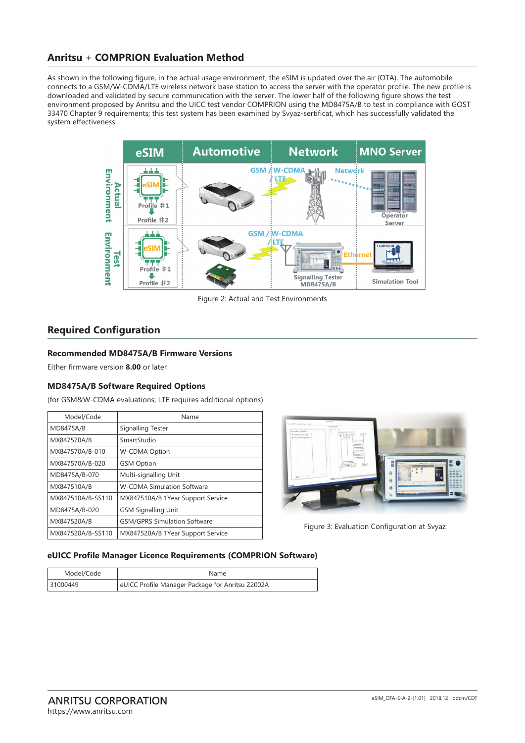## Anritsu + COMPRION Evaluation Method

As shown in the following figure, in the actual usage environment, the eSIM is updated over the air (OTA). The automobile connects to a GSM/W-CDMA/LTE wireless network base station to access the server with the operator profile. The new profile is downloaded and validated by secure communication with the server. The lower half of the following figure shows the test environment proposed by Anritsu and the UICC test vendor COMPRION using the MD8475A/B to test in compliance with GOST 33470 Chapter 9 requirements; this test system has been examined by Svyaz-sertificat, which has successfully validated the system effectiveness.

eSIM
Automotive
Network
MNO Server
Actual Environment
Test Environment
eSIM
Profile #1
Profile #2
GSM / W-CDMA / LTE
Network
Operator Server
Ethernet
Signalling Tester MD8475A/B
COMPRION
Simulation Tool

Figure 2: Actual and Test Environments

## Required Configuration

### Recommended MD8475A/B Firmware Versions

Either firmware version **8.00** or later

### MD8475A/B Software Required Options

(for GSM&W-CDMA evaluations; LTE requires additional options)

| Model/Code | Name |
|---|---|
| MD8475A/B | Signalling Tester |
| MX847570A/B | SmartStudio |
| MX847570A/B-010 | W-CDMA Option |
| MX847570A/B-020 | GSM Option |
| MD8475A/B-070 | Multi-signalling Unit |
| MX847510A/B | W-CDMA Simulation Software |
| MX847510A/B-SS110 | MX847510A/B 1Year Support Service |
| MD8475A/B-020 | GSM Signalling Unit |
| MX847520A/B | GSM/GPRS Simulation Software |
| MX847520A/B-SS110 | MX847520A/B 1Year Support Service |

Figure 3: Evaluation Configuration at Svyaz

### eUICC Profile Manager Licence Requirements (COMPRION Software)

| Model/Code | Name |
|---|---|
| 31000449 | eUICC Profile Manager Package for Anritsu Z2002A |

ANRITSU CORPORATION
https://www.anritsu.com

eSIM_OTA-E-A-2-(1.01) 2018.12 ddcm/CDT